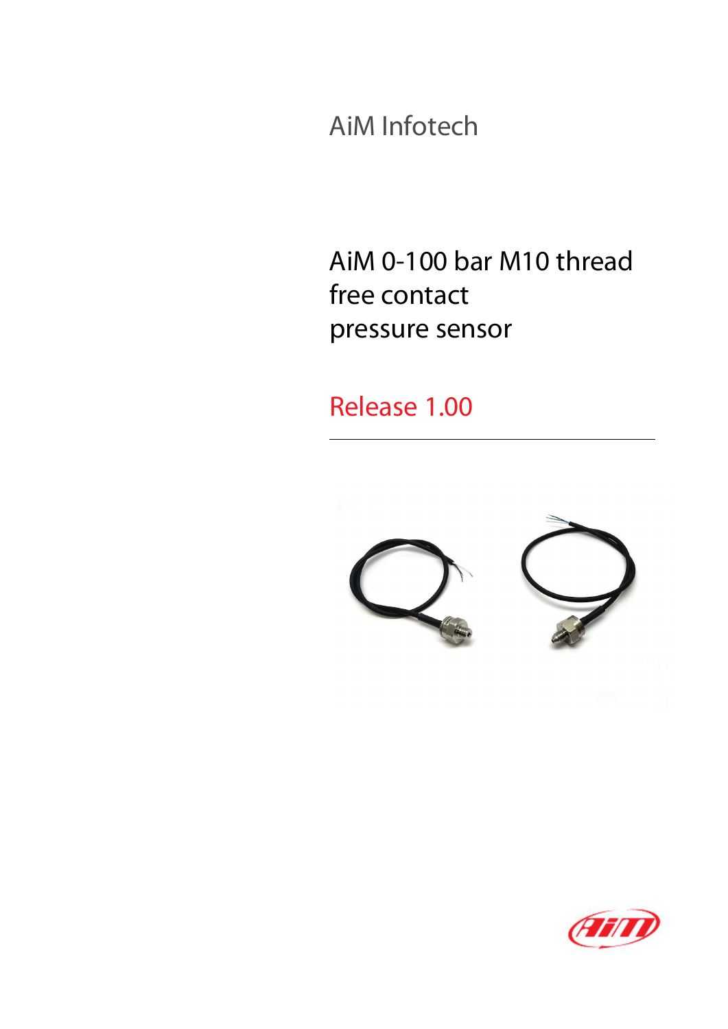AiM Infotech

# AiM 0-100 bar M10 thread free contact pressure sensor

Release 1.00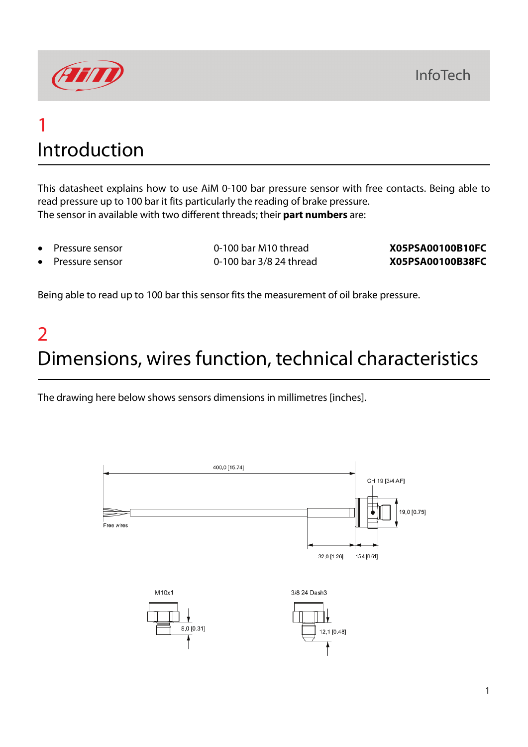# 1 Introduction

This datasheet explains how to use AiM 0-100 bar pressure sensor with free contacts. Being able to read pressure up to 100 bar it fits particularly the reading of brake pressure.
The sensor in available with two different threads; their **part numbers** are:

- Pressure sensor 0-100 bar M10 thread **X05PSA00100B10FC**
- Pressure sensor 0-100 bar 3/8 24 thread **X05PSA00100B38FC**

Being able to read up to 100 bar this sensor fits the measurement of oil brake pressure.

# 2 Dimensions, wires function, technical characteristics

The drawing here below shows sensors dimensions in millimetres [inches].

400,0 [15.74]

CH 19 [3/4 AF]

19,0 [0.75]

Free wires

32,0 [1.26] 15.4 [0.61]

M10x1

8,0 [0.31]

3/8 24 Dash3

12,1 [0.48]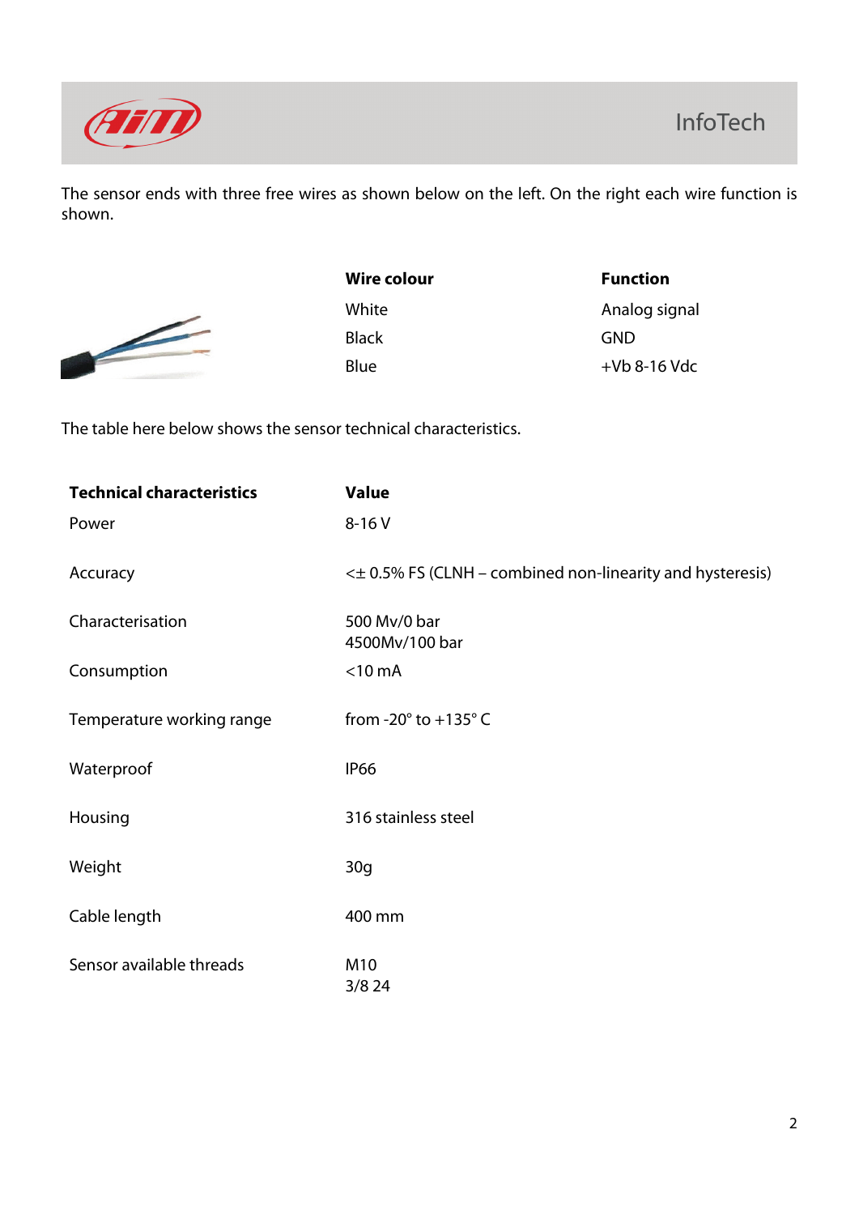The sensor ends with three free wires as shown below on the left. On the right each wire function is shown.

| Wire colour | Function |
|---|---|
| White | Analog signal |
| Black | GND |
| Blue | +Vb 8-16 Vdc |

The table here below shows the sensor technical characteristics.

| Technical characteristics | Value |
|---|---|
| Power | 8-16 V |
| Accuracy | <± 0.5% FS (CLNH – combined non-linearity and hysteresis) |
| Characterisation | 500 Mv/0 bar<br>4500Mv/100 bar |
| Consumption | <10 mA |
| Temperature working range | from -20° to +135° C |
| Waterproof | IP66 |
| Housing | 316 stainless steel |
| Weight | 30g |
| Cable length | 400 mm |
| Sensor available threads | M10<br>3/8 24 |